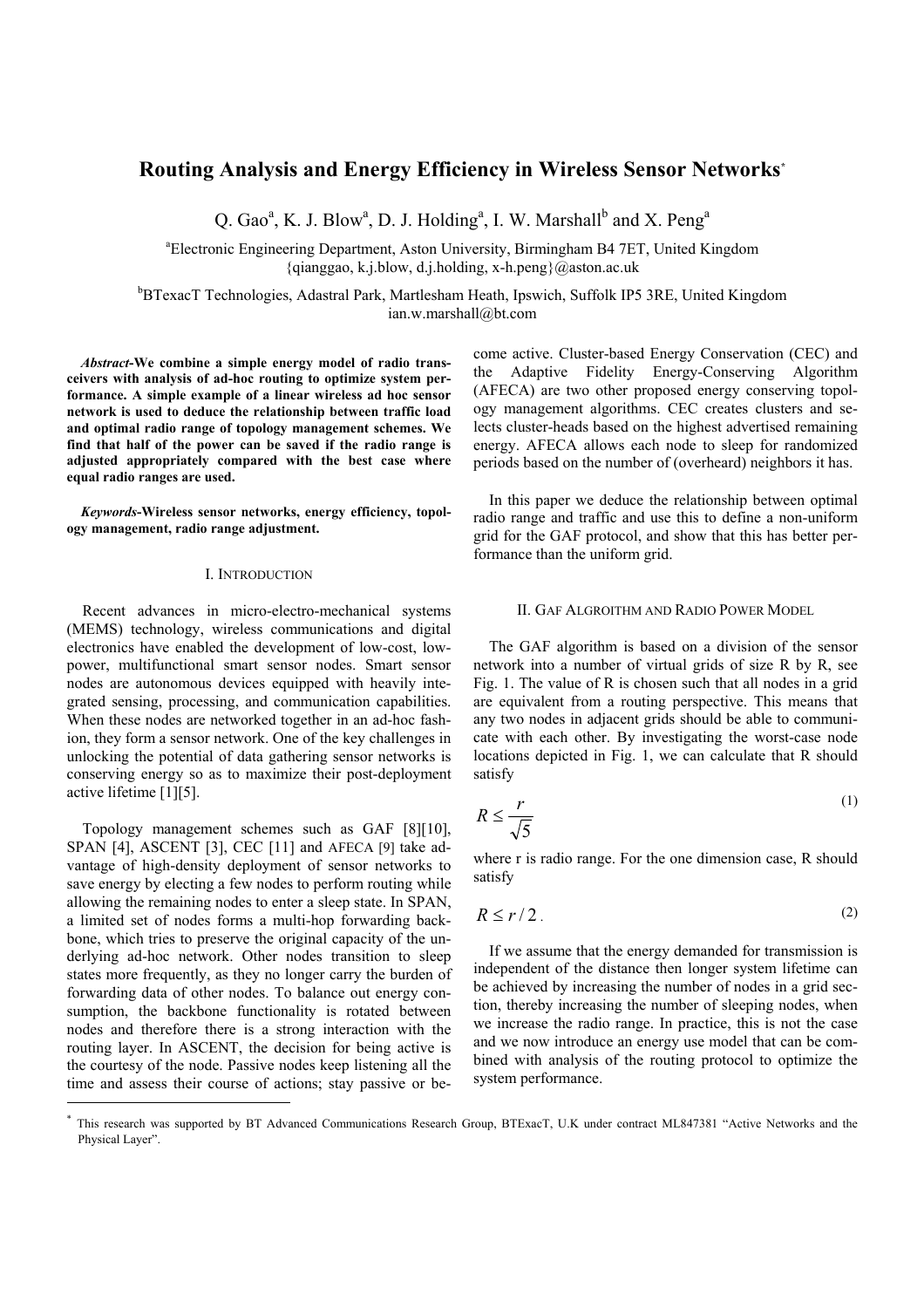# Routing Analysis and Energy Efficiency in Wireless Sensor Networks*

Q. Gao[a], K. J. Blow[a], D. J. Holding[a], I. W. Marshall[b] and X. Peng[a]

[a]Electronic Engineering Department, Aston University, Birmingham B4 7ET, United Kingdom
{qianggao, k.j.blow, d.j.holding, x-h.peng}@aston.ac.uk

[b]BTexacT Technologies, Adastral Park, Martlesham Heath, Ipswich, Suffolk IP5 3RE, United Kingdom
ian.w.marshall@bt.com

***Abstract*-We combine a simple energy model of radio transceivers with analysis of ad-hoc routing to optimize system performance. A simple example of a linear wireless ad hoc sensor network is used to deduce the relationship between traffic load and optimal radio range of topology management schemes. We find that half of the power can be saved if the radio range is adjusted appropriately compared with the best case where equal radio ranges are used.**

***Keywords*-Wireless sensor networks, energy efficiency, topology management, radio range adjustment.**

## I. Introduction

Recent advances in micro-electro-mechanical systems (MEMS) technology, wireless communications and digital electronics have enabled the development of low-cost, low-power, multifunctional smart sensor nodes. Smart sensor nodes are autonomous devices equipped with heavily integrated sensing, processing, and communication capabilities. When these nodes are networked together in an ad-hoc fashion, they form a sensor network. One of the key challenges in unlocking the potential of data gathering sensor networks is conserving energy so as to maximize their post-deployment active lifetime [1][5].

Topology management schemes such as GAF [8][10], SPAN [4], ASCENT [3], CEC [11] and AFECA [9] take advantage of high-density deployment of sensor networks to save energy by electing a few nodes to perform routing while allowing the remaining nodes to enter a sleep state. In SPAN, a limited set of nodes forms a multi-hop forwarding backbone, which tries to preserve the original capacity of the underlying ad-hoc network. Other nodes transition to sleep states more frequently, as they no longer carry the burden of forwarding data of other nodes. To balance out energy consumption, the backbone functionality is rotated between nodes and therefore there is a strong interaction with the routing layer. In ASCENT, the decision for being active is the courtesy of the node. Passive nodes keep listening all the time and assess their course of actions; stay passive or become active. Cluster-based Energy Conservation (CEC) and the Adaptive Fidelity Energy-Conserving Algorithm (AFECA) are two other proposed energy conserving topology management algorithms. CEC creates clusters and selects cluster-heads based on the highest advertised remaining energy. AFECA allows each node to sleep for randomized periods based on the number of (overheard) neighbors it has.

In this paper we deduce the relationship between optimal radio range and traffic and use this to define a non-uniform grid for the GAF protocol, and show that this has better performance than the uniform grid.

## II. GAF Algorithm and Radio Power Model

The GAF algorithm is based on a division of the sensor network into a number of virtual grids of size R by R, see Fig. 1. The value of R is chosen such that all nodes in a grid are equivalent from a routing perspective. This means that any two nodes in adjacent grids should be able to communicate with each other. By investigating the worst-case node locations depicted in Fig. 1, we can calculate that R should satisfy

$$R \leq \frac{r}{\sqrt{5}} \tag{1}$$

where r is radio range. For the one dimension case, R should satisfy

$$R \leq r/2\,. \tag{2}$$

If we assume that the energy demanded for transmission is independent of the distance then longer system lifetime can be achieved by increasing the number of nodes in a grid section, thereby increasing the number of sleeping nodes, when we increase the radio range. In practice, this is not the case and we now introduce an energy use model that can be combined with analysis of the routing protocol to optimize the system performance.

* This research was supported by BT Advanced Communications Research Group, BTExacT, U.K under contract ML847381 "Active Networks and the Physical Layer".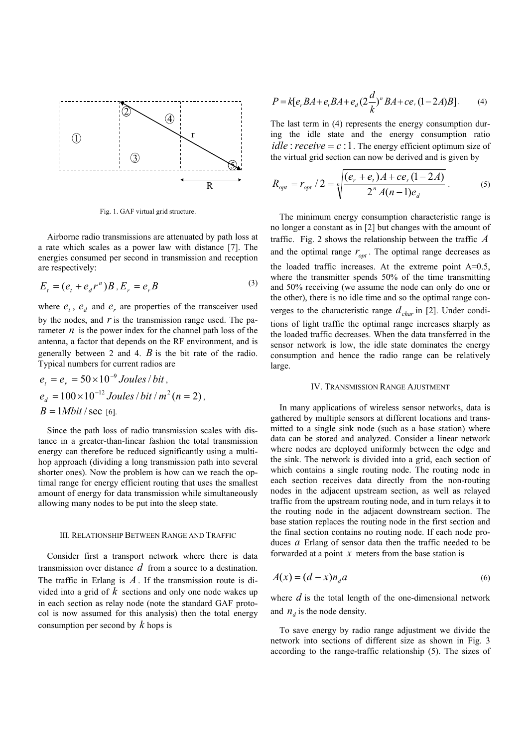Fig. 1. GAF virtual grid structure.

Airborne radio transmissions are attenuated by path loss at a rate which scales as a power law with distance [7]. The energies consumed per second in transmission and reception are respectively:

$$E_t = (e_t + e_d r^n)B \,, E_r = e_r B \tag{3}$$

where $e_t$, $e_d$ and $e_r$ are properties of the transceiver used by the nodes, and $r$ is the transmission range used. The parameter $n$ is the power index for the channel path loss of the antenna, a factor that depends on the RF environment, and is generally between 2 and 4. $B$ is the bit rate of the radio. Typical numbers for current radios are

$e_t = e_r = 50 \times 10^{-9}\, Joules/bit$,

$e_d = 100 \times 10^{-12}\, Joules/bit/m^2 \,(n = 2)$,

$B = 1 Mbit/\sec$ [6].

Since the path loss of radio transmission scales with distance in a greater-than-linear fashion the total transmission energy can therefore be reduced significantly using a multi-hop approach (dividing a long transmission path into several shorter ones). Now the problem is how can we reach the optimal range for energy efficient routing that uses the smallest amount of energy for data transmission while simultaneously allowing many nodes to be put into the sleep state.

## III. Relationship Between Range and Traffic

Consider first a transport network where there is data transmission over distance $d$ from a source to a destination. The traffic in Erlang is $A$. If the transmission route is divided into a grid of $k$ sections and only one node wakes up in each section as relay node (note the standard GAF protocol is now assumed for this analysis) then the total energy consumption per second by $k$ hops is

$$P = k[e_r BA + e_t BA + e_d (2\frac{d}{k})^n BA + ce_r (1-2A)B]. \tag{4}$$

The last term in (4) represents the energy consumption during the idle state and the energy consumption ratio $idle : receive = c : 1$. The energy efficient optimum size of the virtual grid section can now be derived and is given by

$$R_{opt} = r_{opt}/2 = \sqrt[n]{\frac{(e_r + e_t)A + ce_r(1-2A)}{2^n A(n-1)e_d}}. \tag{5}$$

The minimum energy consumption characteristic range is no longer a constant as in [2] but changes with the amount of traffic. Fig. 2 shows the relationship between the traffic $A$ and the optimal range $r_{opt}$. The optimal range decreases as the loaded traffic increases. At the extreme point A=0.5, where the transmitter spends 50% of the time transmitting and 50% receiving (we assume the node can only do one or the other), there is no idle time and so the optimal range converges to the characteristic range $d_{char}$ in [2]. Under conditions of light traffic the optimal range increases sharply as the loaded traffic decreases. When the data transferred in the sensor network is low, the idle state dominates the energy consumption and hence the radio range can be relatively large.

## IV. Transmission Range Ajustment

In many applications of wireless sensor networks, data is gathered by multiple sensors at different locations and transmitted to a single sink node (such as a base station) where data can be stored and analyzed. Consider a linear network where nodes are deployed uniformly between the edge and the sink. The network is divided into a grid, each section of which contains a single routing node. The routing node in each section receives data directly from the non-routing nodes in the adjacent upstream section, as well as relayed traffic from the upstream routing node, and in turn relays it to the routing node in the adjacent downstream section. The base station replaces the routing node in the first section and the final section contains no routing node. If each node produces $a$ Erlang of sensor data then the traffic needed to be forwarded at a point $x$ meters from the base station is

$$A(x) = (d - x)n_d a \tag{6}$$

where $d$ is the total length of the one-dimensional network and $n_d$ is the node density.

To save energy by radio range adjustment we divide the network into sections of different size as shown in Fig. 3 according to the range-traffic relationship (5). The sizes of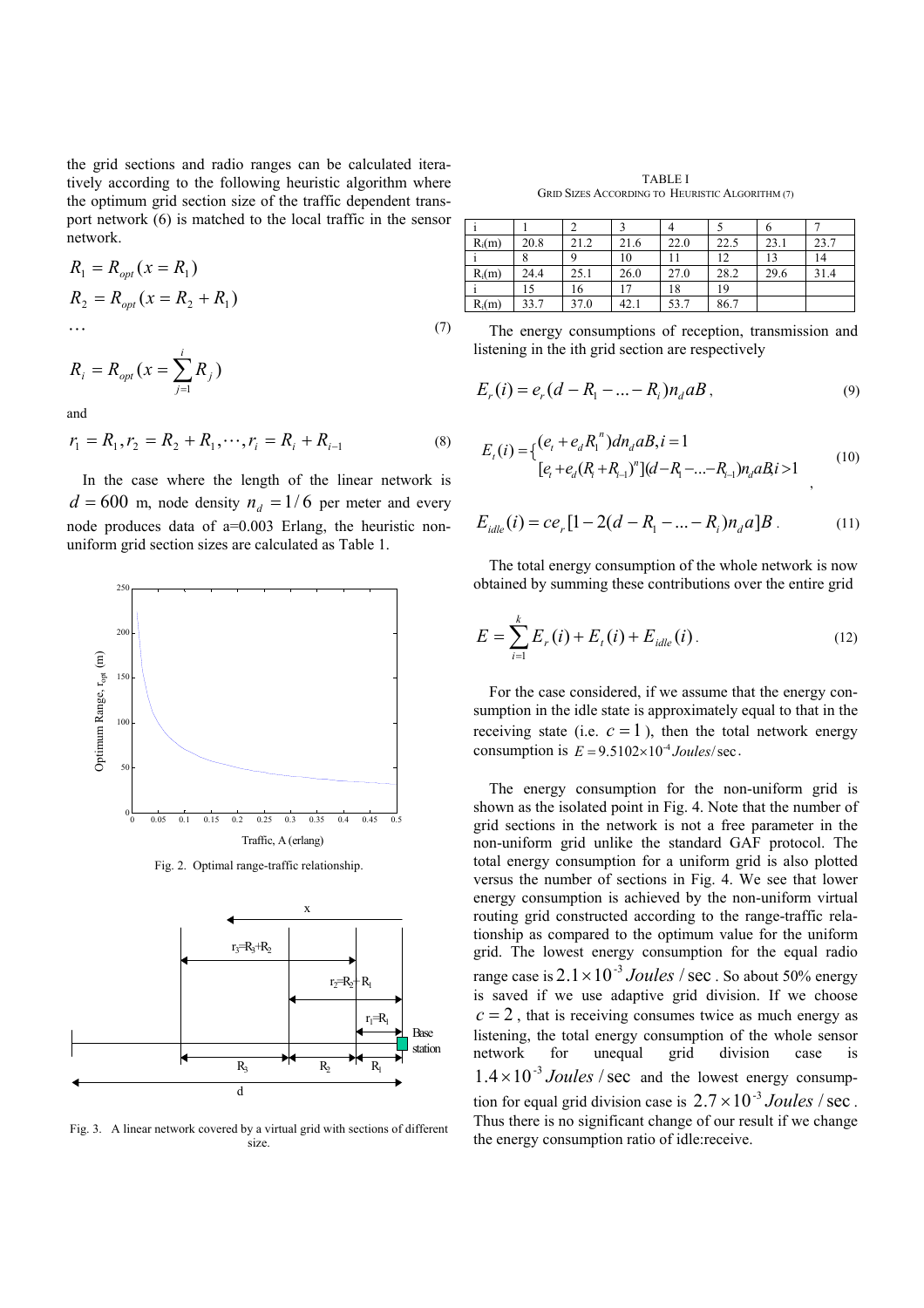the grid sections and radio ranges can be calculated iteratively according to the following heuristic algorithm where the optimum grid section size of the traffic dependent transport network (6) is matched to the local traffic in the sensor network.

$$
\begin{aligned}
R_1 &= R_{opt}(x = R_1) \\
R_2 &= R_{opt}(x = R_2 + R_1) \\
&\cdots \\
R_i &= R_{opt}(x = \sum_{j=1}^{i} R_j)
\end{aligned}
\tag{7}
$$

and

$$
r_1 = R_1, r_2 = R_2 + R_1, \cdots, r_i = R_i + R_{i-1} \tag{8}
$$

In the case where the length of the linear network is $d = 600$ m, node density $n_d = 1/6$ per meter and every node produces data of a=0.003 Erlang, the heuristic non-uniform grid section sizes are calculated as Table 1.

Fig. 2. Optimal range-traffic relationship.

Fig. 3. A linear network covered by a virtual grid with sections of different size.

TABLE I
GRID SIZES ACCORDING TO HEURISTIC ALGORITHM (7)

| i | 1 | 2 | 3 | 4 | 5 | 6 | 7 |
|---|---|---|---|---|---|---|---|
| $R_i$(m) | 20.8 | 21.2 | 21.6 | 22.0 | 22.5 | 23.1 | 23.7 |
| i | 8 | 9 | 10 | 11 | 12 | 13 | 14 |
| $R_i$(m) | 24.4 | 25.1 | 26.0 | 27.0 | 28.2 | 29.6 | 31.4 |
| i | 15 | 16 | 17 | 18 | 19 | | |
| $R_i$(m) | 33.7 | 37.0 | 42.1 | 53.7 | 86.7 | | |

The energy consumptions of reception, transmission and listening in the ith grid section are respectively

$$
E_r(i) = e_r(d - R_1 - \ldots - R_i)n_d aB, \tag{9}
$$

$$
E_t(i) = \begin{cases} (e_t + e_d R_1^{\,n}) d n_d aB, & i = 1 \\ [e_t + e_d(R_i + R_{i-1})^n](d - R_1 - \ldots - R_{i-1}) n_d aB, & i > 1 \end{cases} \tag{10}
$$

$$
E_{idle}(i) = ce_r[1 - 2(d - R_1 - \ldots - R_i)n_d a]B. \tag{11}
$$

The total energy consumption of the whole network is now obtained by summing these contributions over the entire grid

$$
E = \sum_{i=1}^{k} E_r(i) + E_t(i) + E_{idle}(i). \tag{12}
$$

For the case considered, if we assume that the energy consumption in the idle state is approximately equal to that in the receiving state (i.e. $c = 1$), then the total network energy consumption is $E = 9.5102 \times 10^{-4}\ Joules/\text{sec}$.

The energy consumption for the non-uniform grid is shown as the isolated point in Fig. 4. Note that the number of grid sections in the network is not a free parameter in the non-uniform grid unlike the standard GAF protocol. The total energy consumption for a uniform grid is also plotted versus the number of sections in Fig. 4. We see that lower energy consumption is achieved by the non-uniform virtual routing grid constructed according to the range-traffic relationship as compared to the optimum value for the uniform grid. The lowest energy consumption for the equal radio range case is $2.1 \times 10^{-3}\ Joules/\text{sec}$. So about 50% energy is saved if we use adaptive grid division. If we choose $c = 2$, that is receiving consumes twice as much energy as listening, the total energy consumption of the whole sensor network for unequal grid division case is $1.4 \times 10^{-3}\ Joules/\text{sec}$ and the lowest energy consumption for equal grid division case is $2.7 \times 10^{-3}\ Joules/\text{sec}$. Thus there is no significant change of our result if we change the energy consumption ratio of idle:receive.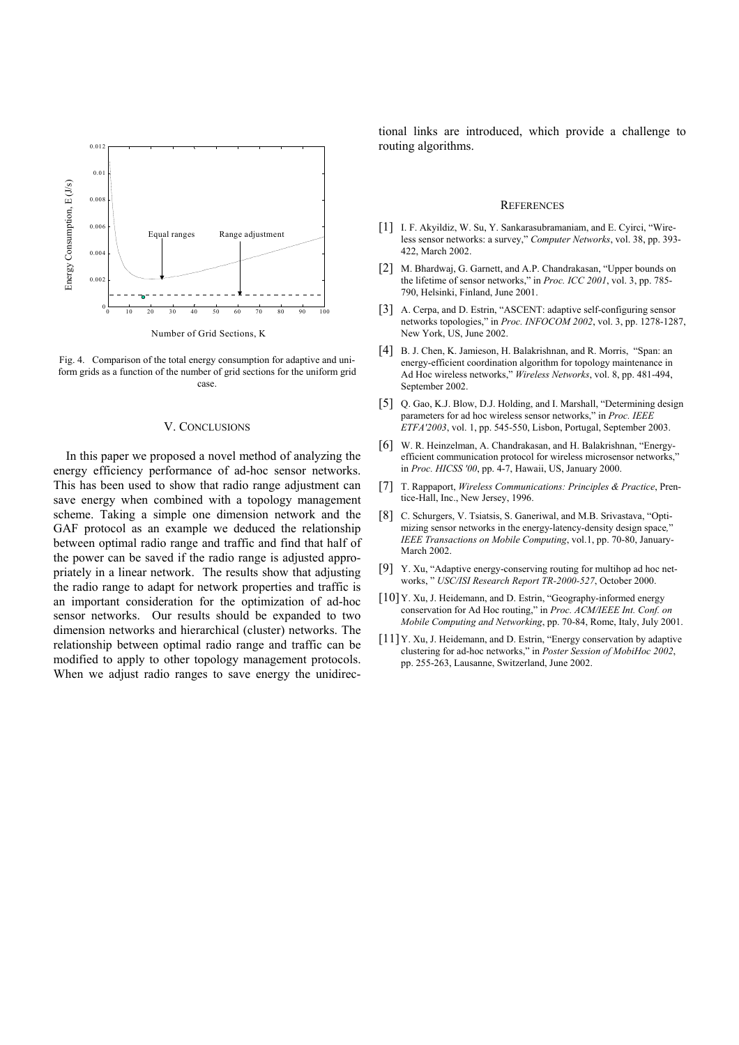Energy Consumption, E (J/s)

0.012
0.01
0.008
0.006
0.004
0.002
0

Equal ranges

Range adjustment

0 10 20 30 40 50 60 70 80 90 100

Number of Grid Sections, K

Fig. 4. Comparison of the total energy consumption for adaptive and uniform grids as a function of the number of grid sections for the uniform grid case.

## V. Conclusions

In this paper we proposed a novel method of analyzing the energy efficiency performance of ad-hoc sensor networks. This has been used to show that radio range adjustment can save energy when combined with a topology management scheme. Taking a simple one dimension network and the GAF protocol as an example we deduced the relationship between optimal radio range and traffic and find that half of the power can be saved if the radio range is adjusted appropriately in a linear network. The results show that adjusting the radio range to adapt for network properties and traffic is an important consideration for the optimization of ad-hoc sensor networks. Our results should be expanded to two dimension networks and hierarchical (cluster) networks. The relationship between optimal radio range and traffic can be modified to apply to other topology management protocols. When we adjust radio ranges to save energy the unidirectional links are introduced, which provide a challenge to routing algorithms.

## References

[1] I. F. Akyildiz, W. Su, Y. Sankarasubramaniam, and E. Cyirci, "Wireless sensor networks: a survey," *Computer Networks*, vol. 38, pp. 393-422, March 2002.

[2] M. Bhardwaj, G. Garnett, and A.P. Chandrakasan, "Upper bounds on the lifetime of sensor networks," in *Proc. ICC 2001*, vol. 3, pp. 785-790, Helsinki, Finland, June 2001.

[3] A. Cerpa, and D. Estrin, "ASCENT: adaptive self-configuring sensor networks topologies," in *Proc. INFOCOM 2002*, vol. 3, pp. 1278-1287, New York, US, June 2002.

[4] B. J. Chen, K. Jamieson, H. Balakrishnan, and R. Morris, "Span: an energy-efficient coordination algorithm for topology maintenance in Ad Hoc wireless networks," *Wireless Networks*, vol. 8, pp. 481-494, September 2002.

[5] Q. Gao, K.J. Blow, D.J. Holding, and I. Marshall, "Determining design parameters for ad hoc wireless sensor networks," in *Proc. IEEE ETFA'2003*, vol. 1, pp. 545-550, Lisbon, Portugal, September 2003.

[6] W. R. Heinzelman, A. Chandrakasan, and H. Balakrishnan, "Energy-efficient communication protocol for wireless microsensor networks," in *Proc. HICSS '00*, pp. 4-7, Hawaii, US, January 2000.

[7] T. Rappaport, *Wireless Communications: Principles & Practice*, Prentice-Hall, Inc., New Jersey, 1996.

[8] C. Schurgers, V. Tsiatsis, S. Ganeriwal, and M.B. Srivastava, "Optimizing sensor networks in the energy-latency-density design space," *IEEE Transactions on Mobile Computing*, vol.1, pp. 70-80, January-March 2002.

[9] Y. Xu, "Adaptive energy-conserving routing for multihop ad hoc networks, " *USC/ISI Research Report TR-2000-527*, October 2000.

[10] Y. Xu, J. Heidemann, and D. Estrin, "Geography-informed energy conservation for Ad Hoc routing," in *Proc. ACM/IEEE Int. Conf. on Mobile Computing and Networking*, pp. 70-84, Rome, Italy, July 2001.

[11] Y. Xu, J. Heidemann, and D. Estrin, "Energy conservation by adaptive clustering for ad-hoc networks," in *Poster Session of MobiHoc 2002*, pp. 255-263, Lausanne, Switzerland, June 2002.